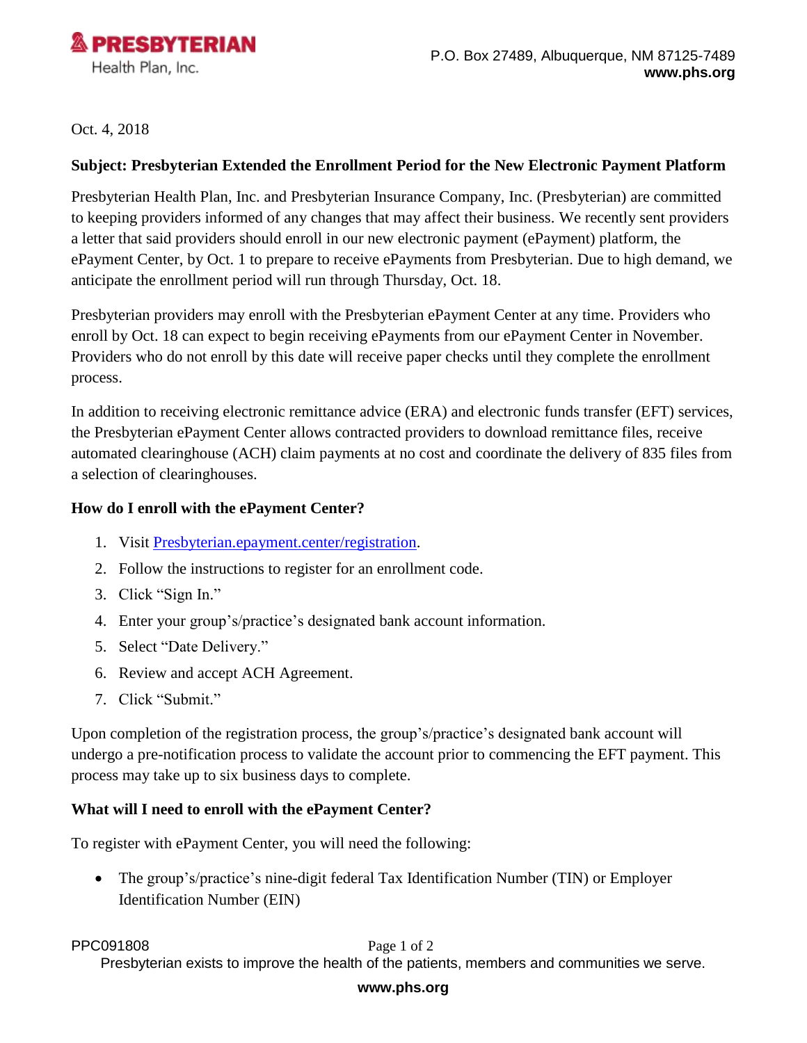**PRESBYTERIAN**
Health Plan, Inc.

P.O. Box 27489, Albuquerque, NM 87125-7489
**www.phs.org**

Oct. 4, 2018

**Subject: Presbyterian Extended the Enrollment Period for the New Electronic Payment Platform**

Presbyterian Health Plan, Inc. and Presbyterian Insurance Company, Inc. (Presbyterian) are committed to keeping providers informed of any changes that may affect their business. We recently sent providers a letter that said providers should enroll in our new electronic payment (ePayment) platform, the ePayment Center, by Oct. 1 to prepare to receive ePayments from Presbyterian. Due to high demand, we anticipate the enrollment period will run through Thursday, Oct. 18.

Presbyterian providers may enroll with the Presbyterian ePayment Center at any time. Providers who enroll by Oct. 18 can expect to begin receiving ePayments from our ePayment Center in November. Providers who do not enroll by this date will receive paper checks until they complete the enrollment process.

In addition to receiving electronic remittance advice (ERA) and electronic funds transfer (EFT) services, the Presbyterian ePayment Center allows contracted providers to download remittance files, receive automated clearinghouse (ACH) claim payments at no cost and coordinate the delivery of 835 files from a selection of clearinghouses.

**How do I enroll with the ePayment Center?**

1. Visit [Presbyterian.epayment.center/registration](Presbyterian.epayment.center/registration).
2. Follow the instructions to register for an enrollment code.
3. Click "Sign In."
4. Enter your group's/practice's designated bank account information.
5. Select "Date Delivery."
6. Review and accept ACH Agreement.
7. Click "Submit."

Upon completion of the registration process, the group's/practice's designated bank account will undergo a pre-notification process to validate the account prior to commencing the EFT payment. This process may take up to six business days to complete.

**What will I need to enroll with the ePayment Center?**

To register with ePayment Center, you will need the following:

- The group's/practice's nine-digit federal Tax Identification Number (TIN) or Employer Identification Number (EIN)

PPC091808

Presbyterian exists to improve the health of the patients, members and communities we serve.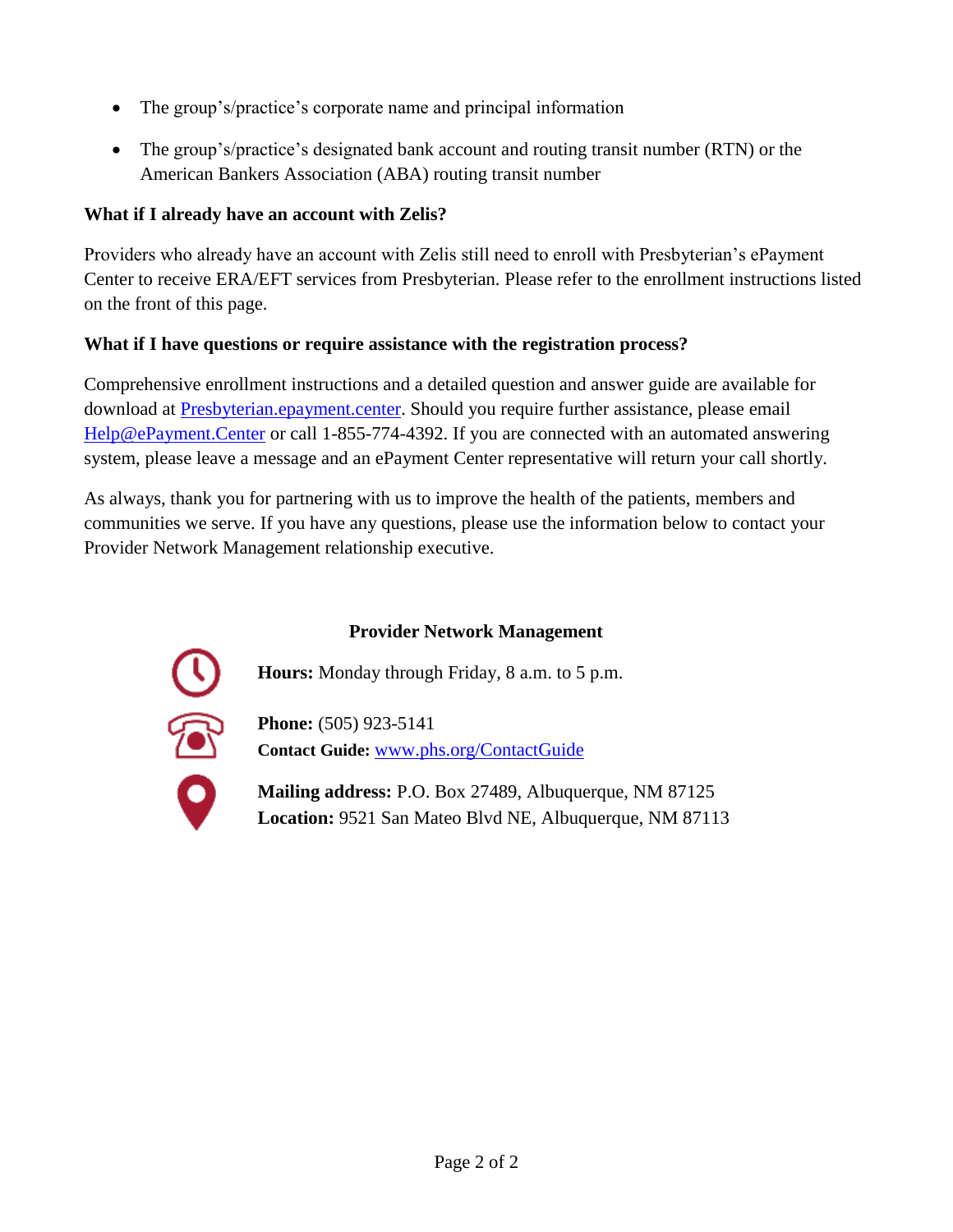- The group's/practice's corporate name and principal information
- The group's/practice's designated bank account and routing transit number (RTN) or the American Bankers Association (ABA) routing transit number

**What if I already have an account with Zelis?**

Providers who already have an account with Zelis still need to enroll with Presbyterian's ePayment Center to receive ERA/EFT services from Presbyterian. Please refer to the enrollment instructions listed on the front of this page.

**What if I have questions or require assistance with the registration process?**

Comprehensive enrollment instructions and a detailed question and answer guide are available for download at [Presbyterian.epayment.center](Presbyterian.epayment.center). Should you require further assistance, please email [Help@ePayment.Center](mailto:Help@ePayment.Center) or call 1-855-774-4392. If you are connected with an automated answering system, please leave a message and an ePayment Center representative will return your call shortly.

As always, thank you for partnering with us to improve the health of the patients, members and communities we serve. If you have any questions, please use the information below to contact your Provider Network Management relationship executive.

**Provider Network Management**

**Hours:** Monday through Friday, 8 a.m. to 5 p.m.

**Phone:** (505) 923-5141
**Contact Guide:** [www.phs.org/ContactGuide](www.phs.org/ContactGuide)

**Mailing address:** P.O. Box 27489, Albuquerque, NM 87125
**Location:** 9521 San Mateo Blvd NE, Albuquerque, NM 87113